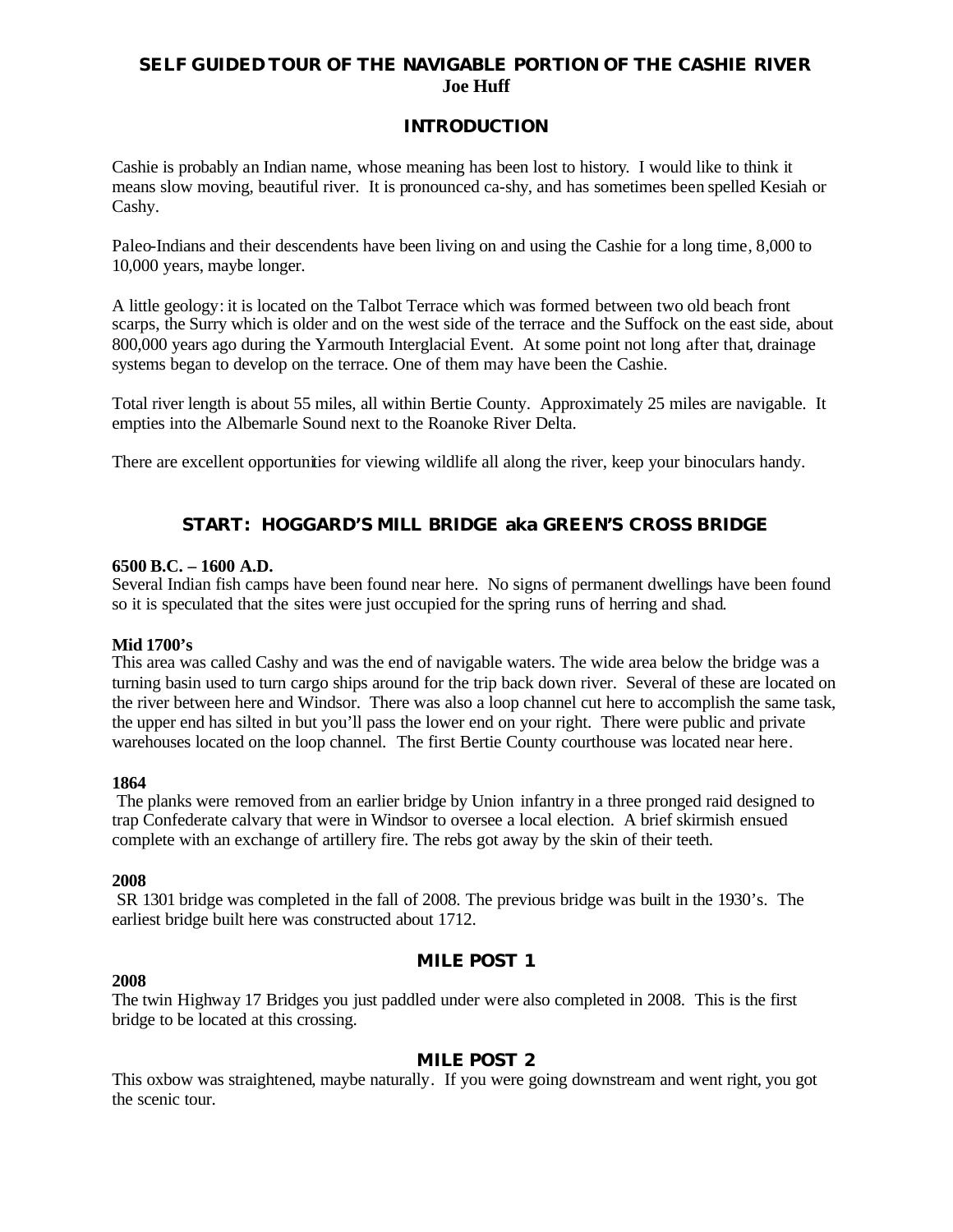# SELF GUIDED TOUR OF THE NAVIGABLE PORTION OF THE CASHIE RIVER

**Joe Huff**

## INTRODUCTION

Cashie is probably an Indian name, whose meaning has been lost to history. I would like to think it means slow moving, beautiful river. It is pronounced ca-shy, and has sometimes been spelled Kesiah or Cashy.

Paleo-Indians and their descendents have been living on and using the Cashie for a long time, 8,000 to 10,000 years, maybe longer.

A little geology: it is located on the Talbot Terrace which was formed between two old beach front scarps, the Surry which is older and on the west side of the terrace and the Suffock on the east side, about 800,000 years ago during the Yarmouth Interglacial Event. At some point not long after that, drainage systems began to develop on the terrace. One of them may have been the Cashie.

Total river length is about 55 miles, all within Bertie County. Approximately 25 miles are navigable. It empties into the Albemarle Sound next to the Roanoke River Delta.

There are excellent opportunities for viewing wildlife all along the river, keep your binoculars handy.

## START: HOGGARD'S MILL BRIDGE aka GREEN'S CROSS BRIDGE

**6500 B.C. – 1600 A.D.**

Several Indian fish camps have been found near here. No signs of permanent dwellings have been found so it is speculated that the sites were just occupied for the spring runs of herring and shad.

**Mid 1700's**

This area was called Cashy and was the end of navigable waters. The wide area below the bridge was a turning basin used to turn cargo ships around for the trip back down river. Several of these are located on the river between here and Windsor. There was also a loop channel cut here to accomplish the same task, the upper end has silted in but you'll pass the lower end on your right. There were public and private warehouses located on the loop channel. The first Bertie County courthouse was located near here.

**1864**

The planks were removed from an earlier bridge by Union infantry in a three pronged raid designed to trap Confederate calvary that were in Windsor to oversee a local election. A brief skirmish ensued complete with an exchange of artillery fire. The rebs got away by the skin of their teeth.

**2008**

SR 1301 bridge was completed in the fall of 2008. The previous bridge was built in the 1930's. The earliest bridge built here was constructed about 1712.

## MILE POST 1

**2008**

The twin Highway 17 Bridges you just paddled under were also completed in 2008. This is the first bridge to be located at this crossing.

## MILE POST 2

This oxbow was straightened, maybe naturally. If you were going downstream and went right, you got the scenic tour.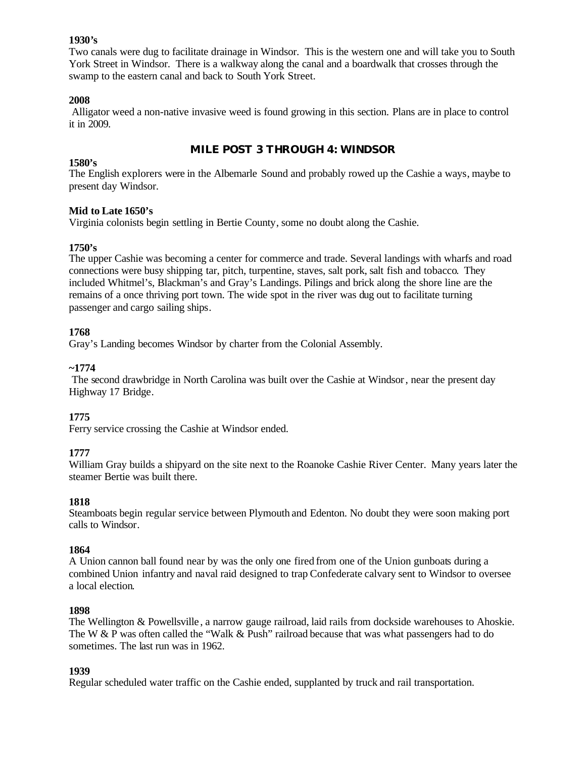**1930's**
Two canals were dug to facilitate drainage in Windsor. This is the western one and will take you to South York Street in Windsor. There is a walkway along the canal and a boardwalk that crosses through the swamp to the eastern canal and back to South York Street.

**2008**
Alligator weed a non-native invasive weed is found growing in this section. Plans are in place to control it in 2009.

## MILE POST 3 THROUGH 4: WINDSOR

**1580's**
The English explorers were in the Albemarle Sound and probably rowed up the Cashie a ways, maybe to present day Windsor.

**Mid to Late 1650's**
Virginia colonists begin settling in Bertie County, some no doubt along the Cashie.

**1750's**
The upper Cashie was becoming a center for commerce and trade. Several landings with wharfs and road connections were busy shipping tar, pitch, turpentine, staves, salt pork, salt fish and tobacco. They included Whitmel's, Blackman's and Gray's Landings. Pilings and brick along the shore line are the remains of a once thriving port town. The wide spot in the river was dug out to facilitate turning passenger and cargo sailing ships.

**1768**
Gray's Landing becomes Windsor by charter from the Colonial Assembly.

**~1774**
The second drawbridge in North Carolina was built over the Cashie at Windsor, near the present day Highway 17 Bridge.

**1775**
Ferry service crossing the Cashie at Windsor ended.

**1777**
William Gray builds a shipyard on the site next to the Roanoke Cashie River Center. Many years later the steamer Bertie was built there.

**1818**
Steamboats begin regular service between Plymouth and Edenton. No doubt they were soon making port calls to Windsor.

**1864**
A Union cannon ball found near by was the only one fired from one of the Union gunboats during a combined Union infantry and naval raid designed to trap Confederate calvary sent to Windsor to oversee a local election.

**1898**
The Wellington & Powellsville, a narrow gauge railroad, laid rails from dockside warehouses to Ahoskie. The W & P was often called the "Walk & Push" railroad because that was what passengers had to do sometimes. The last run was in 1962.

**1939**
Regular scheduled water traffic on the Cashie ended, supplanted by truck and rail transportation.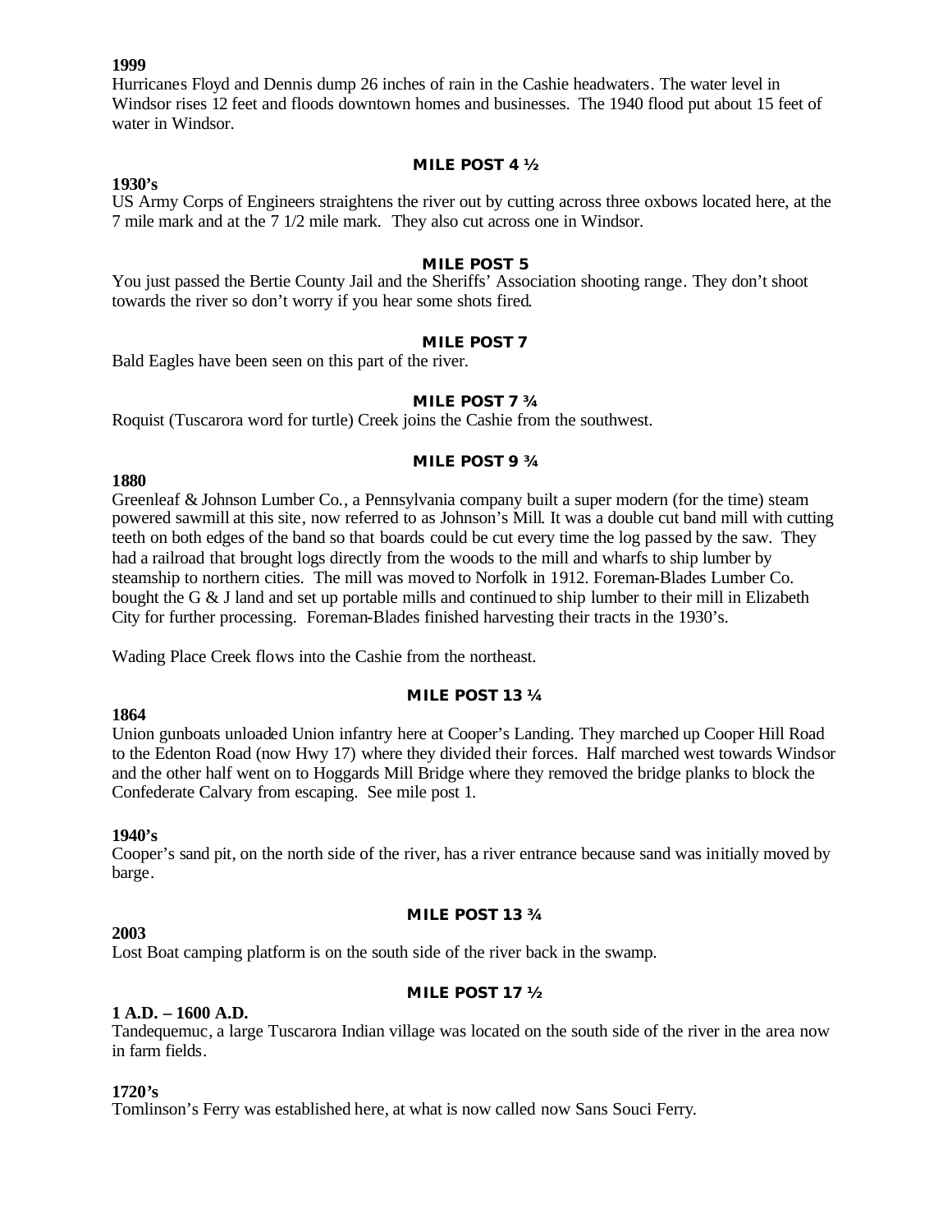**1999**
Hurricanes Floyd and Dennis dump 26 inches of rain in the Cashie headwaters. The water level in Windsor rises 12 feet and floods downtown homes and businesses. The 1940 flood put about 15 feet of water in Windsor.

### MILE POST 4 ½

**1930's**
US Army Corps of Engineers straightens the river out by cutting across three oxbows located here, at the 7 mile mark and at the 7 1/2 mile mark. They also cut across one in Windsor.

### MILE POST 5

You just passed the Bertie County Jail and the Sheriffs' Association shooting range. They don't shoot towards the river so don't worry if you hear some shots fired.

### MILE POST 7

Bald Eagles have been seen on this part of the river.

### MILE POST 7 ¾

Roquist (Tuscarora word for turtle) Creek joins the Cashie from the southwest.

### MILE POST 9 ¾

**1880**
Greenleaf & Johnson Lumber Co., a Pennsylvania company built a super modern (for the time) steam powered sawmill at this site, now referred to as Johnson's Mill. It was a double cut band mill with cutting teeth on both edges of the band so that boards could be cut every time the log passed by the saw. They had a railroad that brought logs directly from the woods to the mill and wharfs to ship lumber by steamship to northern cities. The mill was moved to Norfolk in 1912. Foreman-Blades Lumber Co. bought the G & J land and set up portable mills and continued to ship lumber to their mill in Elizabeth City for further processing. Foreman-Blades finished harvesting their tracts in the 1930's.

Wading Place Creek flows into the Cashie from the northeast.

### MILE POST 13 ¼

**1864**
Union gunboats unloaded Union infantry here at Cooper's Landing. They marched up Cooper Hill Road to the Edenton Road (now Hwy 17) where they divided their forces. Half marched west towards Windsor and the other half went on to Hoggards Mill Bridge where they removed the bridge planks to block the Confederate Calvary from escaping. See mile post 1.

**1940's**
Cooper's sand pit, on the north side of the river, has a river entrance because sand was initially moved by barge.

### MILE POST 13 ¾

**2003**
Lost Boat camping platform is on the south side of the river back in the swamp.

### MILE POST 17 ½

**1 A.D. – 1600 A.D.**
Tandequemuc, a large Tuscarora Indian village was located on the south side of the river in the area now in farm fields.

**1720's**
Tomlinson's Ferry was established here, at what is now called now Sans Souci Ferry.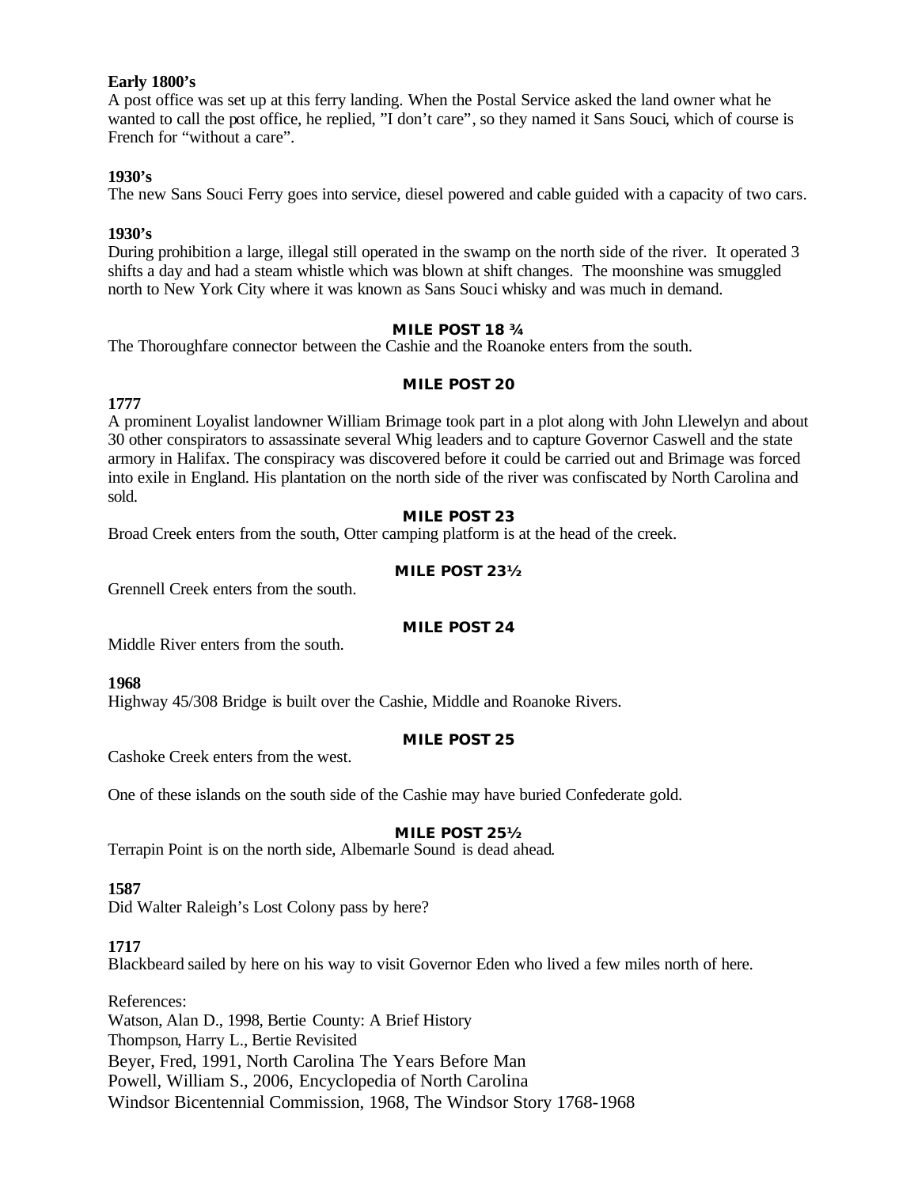**Early 1800's**

A post office was set up at this ferry landing. When the Postal Service asked the land owner what he wanted to call the post office, he replied, "I don't care", so they named it Sans Souci, which of course is French for "without a care".

**1930's**

The new Sans Souci Ferry goes into service, diesel powered and cable guided with a capacity of two cars.

**1930's**

During prohibition a large, illegal still operated in the swamp on the north side of the river. It operated 3 shifts a day and had a steam whistle which was blown at shift changes. The moonshine was smuggled north to New York City where it was known as Sans Souci whisky and was much in demand.

**MILE POST 18 ¾**

The Thoroughfare connector between the Cashie and the Roanoke enters from the south.

**MILE POST 20**

**1777**

A prominent Loyalist landowner William Brimage took part in a plot along with John Llewelyn and about 30 other conspirators to assassinate several Whig leaders and to capture Governor Caswell and the state armory in Halifax. The conspiracy was discovered before it could be carried out and Brimage was forced into exile in England. His plantation on the north side of the river was confiscated by North Carolina and sold.

**MILE POST 23**

Broad Creek enters from the south, Otter camping platform is at the head of the creek.

**MILE POST 23½**

Grennell Creek enters from the south.

**MILE POST 24**

Middle River enters from the south.

**1968**

Highway 45/308 Bridge is built over the Cashie, Middle and Roanoke Rivers.

**MILE POST 25**

Cashoke Creek enters from the west.

One of these islands on the south side of the Cashie may have buried Confederate gold.

**MILE POST 25½**

Terrapin Point is on the north side, Albemarle Sound is dead ahead.

**1587**

Did Walter Raleigh's Lost Colony pass by here?

**1717**

Blackbeard sailed by here on his way to visit Governor Eden who lived a few miles north of here.

References:

Watson, Alan D., 1998, Bertie County: A Brief History

Thompson, Harry L., Bertie Revisited

Beyer, Fred, 1991, North Carolina The Years Before Man

Powell, William S., 2006, Encyclopedia of North Carolina

Windsor Bicentennial Commission, 1968, The Windsor Story 1768-1968